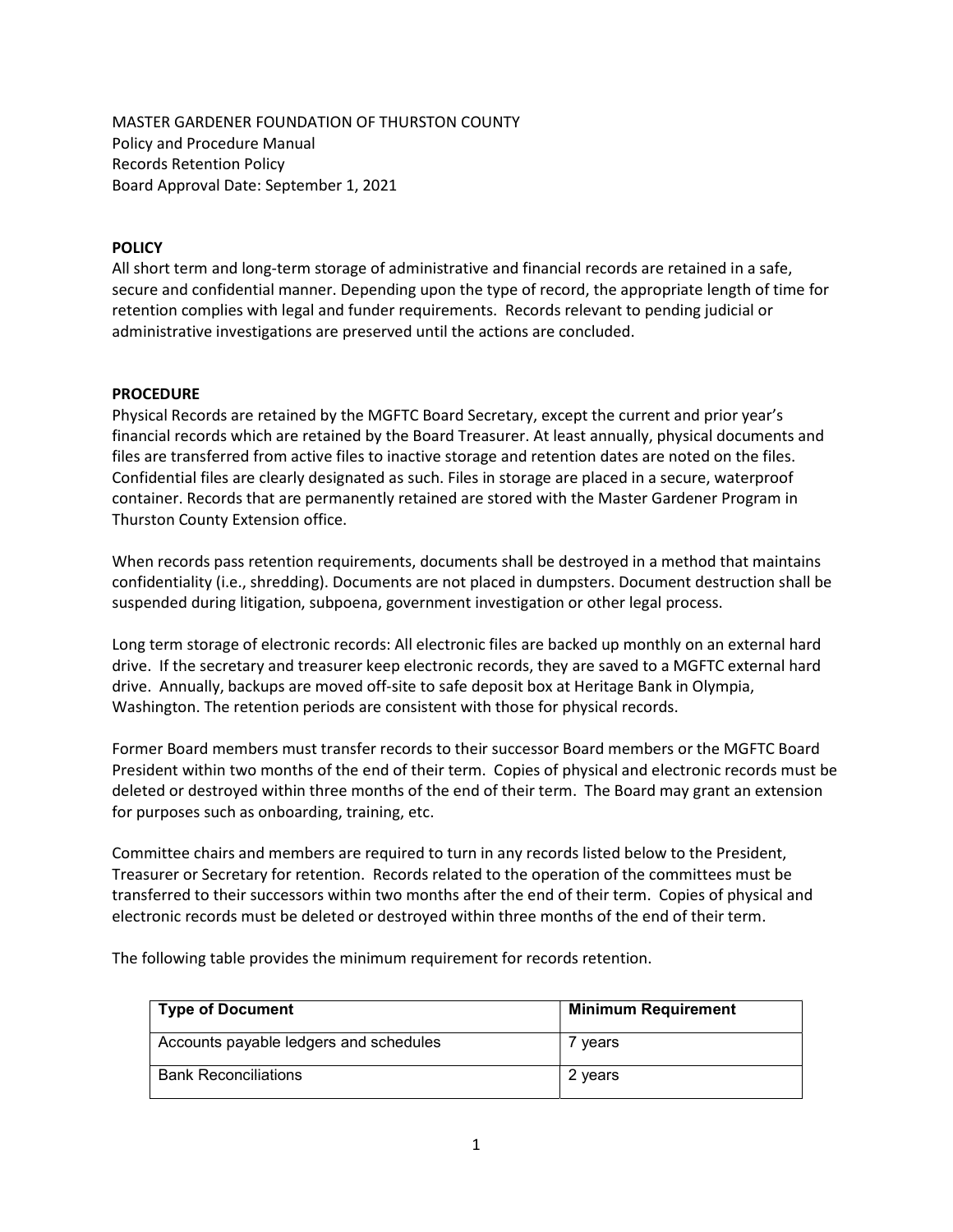MASTER GARDENER FOUNDATION OF THURSTON COUNTY
Policy and Procedure Manual
Records Retention Policy
Board Approval Date: September 1, 2021

**POLICY**

All short term and long-term storage of administrative and financial records are retained in a safe, secure and confidential manner. Depending upon the type of record, the appropriate length of time for retention complies with legal and funder requirements. Records relevant to pending judicial or administrative investigations are preserved until the actions are concluded.

**PROCEDURE**

Physical Records are retained by the MGFTC Board Secretary, except the current and prior year's financial records which are retained by the Board Treasurer. At least annually, physical documents and files are transferred from active files to inactive storage and retention dates are noted on the files. Confidential files are clearly designated as such. Files in storage are placed in a secure, waterproof container. Records that are permanently retained are stored with the Master Gardener Program in Thurston County Extension office.

When records pass retention requirements, documents shall be destroyed in a method that maintains confidentiality (i.e., shredding). Documents are not placed in dumpsters. Document destruction shall be suspended during litigation, subpoena, government investigation or other legal process.

Long term storage of electronic records: All electronic files are backed up monthly on an external hard drive. If the secretary and treasurer keep electronic records, they are saved to a MGFTC external hard drive. Annually, backups are moved off-site to safe deposit box at Heritage Bank in Olympia, Washington. The retention periods are consistent with those for physical records.

Former Board members must transfer records to their successor Board members or the MGFTC Board President within two months of the end of their term. Copies of physical and electronic records must be deleted or destroyed within three months of the end of their term. The Board may grant an extension for purposes such as onboarding, training, etc.

Committee chairs and members are required to turn in any records listed below to the President, Treasurer or Secretary for retention. Records related to the operation of the committees must be transferred to their successors within two months after the end of their term. Copies of physical and electronic records must be deleted or destroyed within three months of the end of their term.

The following table provides the minimum requirement for records retention.

| Type of Document | Minimum Requirement |
|---|---|
| Accounts payable ledgers and schedules | 7 years |
| Bank Reconciliations | 2 years |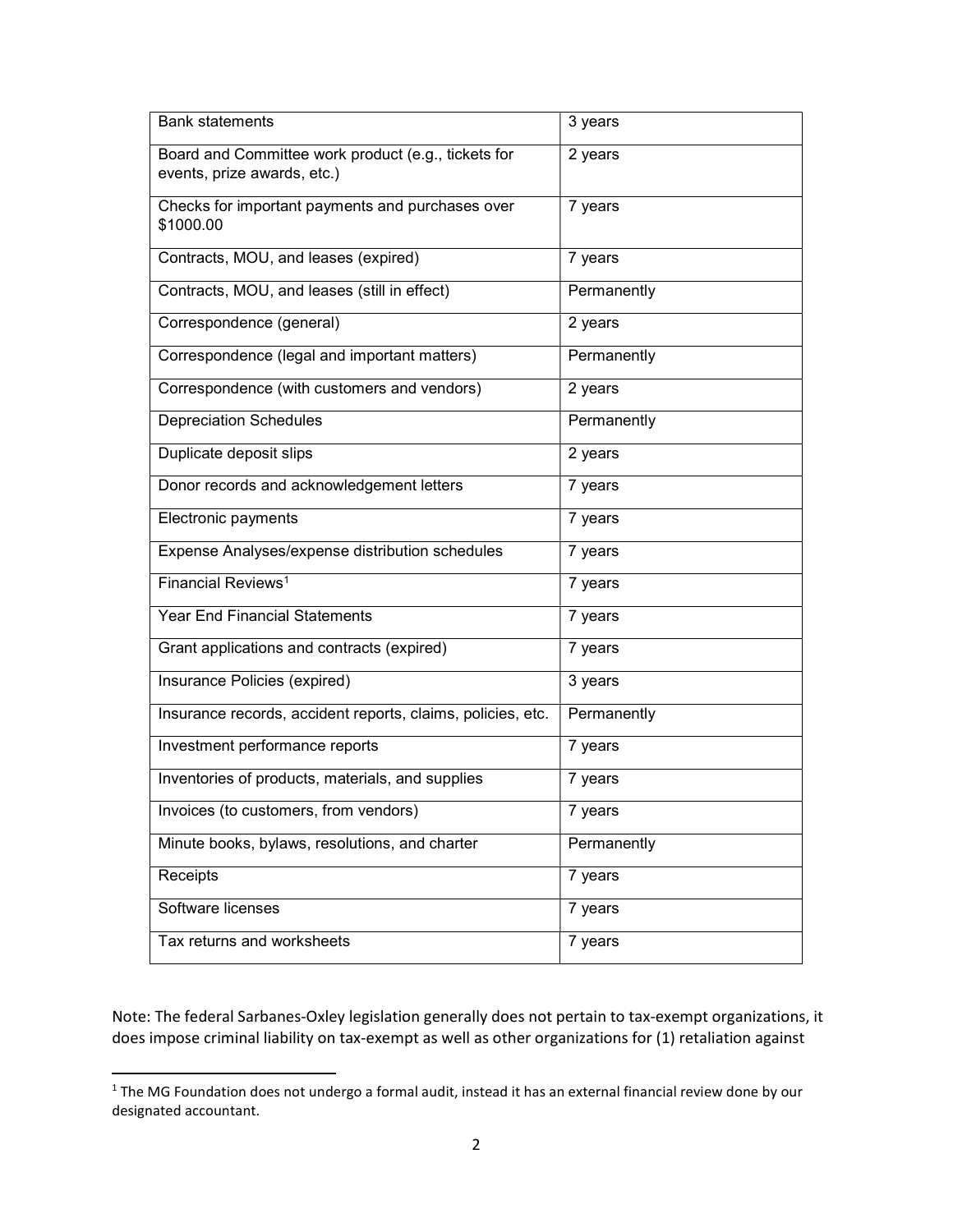| Bank statements | 3 years |
|---|---|
| Board and Committee work product (e.g., tickets for events, prize awards, etc.) | 2 years |
| Checks for important payments and purchases over $1000.00 | 7 years |
| Contracts, MOU, and leases (expired) | 7 years |
| Contracts, MOU, and leases (still in effect) | Permanently |
| Correspondence (general) | 2 years |
| Correspondence (legal and important matters) | Permanently |
| Correspondence (with customers and vendors) | 2 years |
| Depreciation Schedules | Permanently |
| Duplicate deposit slips | 2 years |
| Donor records and acknowledgement letters | 7 years |
| Electronic payments | 7 years |
| Expense Analyses/expense distribution schedules | 7 years |
| Financial Reviews[1] | 7 years |
| Year End Financial Statements | 7 years |
| Grant applications and contracts (expired) | 7 years |
| Insurance Policies (expired) | 3 years |
| Insurance records, accident reports, claims, policies, etc. | Permanently |
| Investment performance reports | 7 years |
| Inventories of products, materials, and supplies | 7 years |
| Invoices (to customers, from vendors) | 7 years |
| Minute books, bylaws, resolutions, and charter | Permanently |
| Receipts | 7 years |
| Software licenses | 7 years |
| Tax returns and worksheets | 7 years |

Note: The federal Sarbanes-Oxley legislation generally does not pertain to tax-exempt organizations, it does impose criminal liability on tax-exempt as well as other organizations for (1) retaliation against

[1] The MG Foundation does not undergo a formal audit, instead it has an external financial review done by our designated accountant.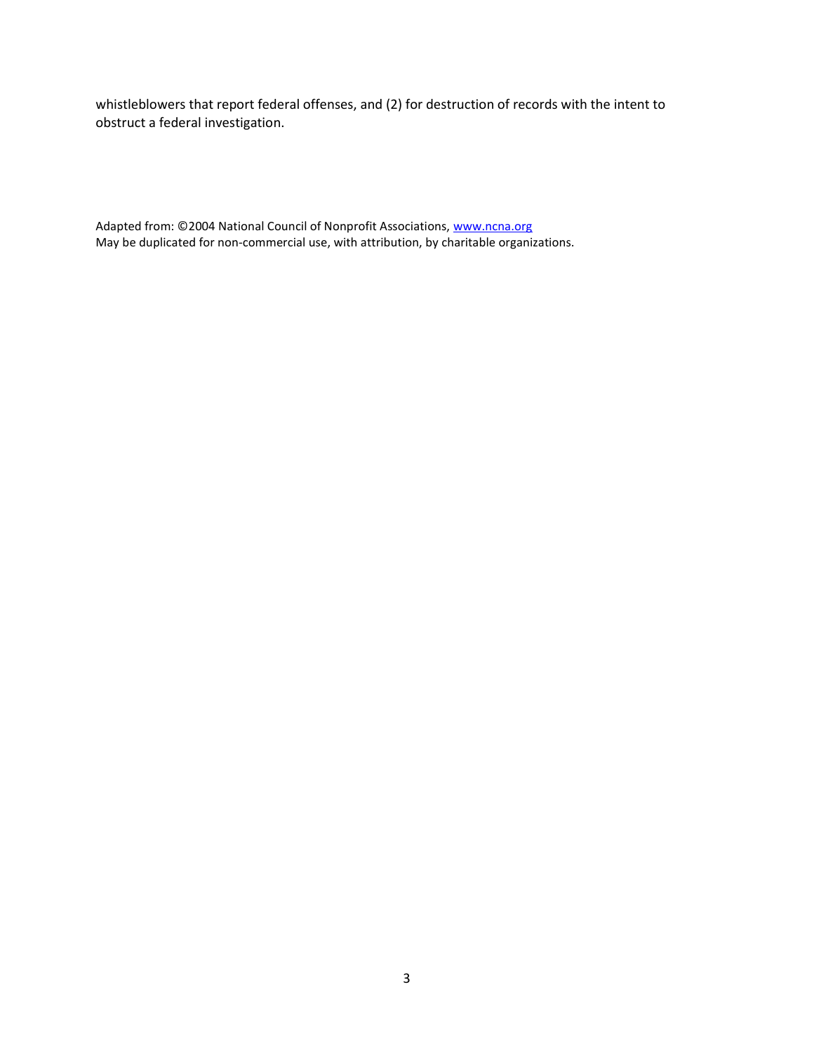whistleblowers that report federal offenses, and (2) for destruction of records with the intent to obstruct a federal investigation.

Adapted from: ©2004 National Council of Nonprofit Associations, [www.ncna.org](http://www.ncna.org)
May be duplicated for non-commercial use, with attribution, by charitable organizations.